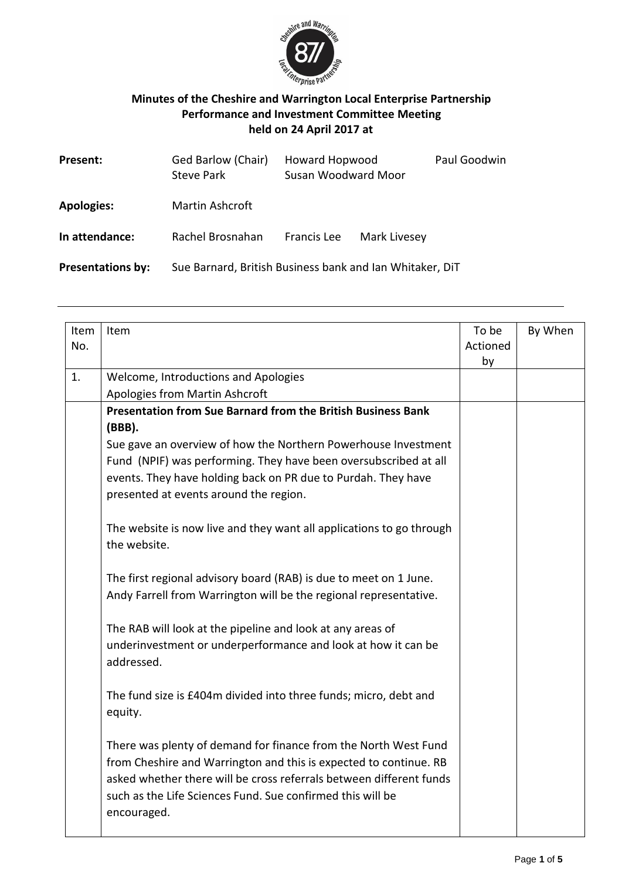**Minutes of the Cheshire and Warrington Local Enterprise Partnership Performance and Investment Committee Meeting held on 24 April 2017 at**

| | | | |
|---|---|---|---|
| **Present:** | Ged Barlow (Chair) Steve Park | Howard Hopwood Susan Woodward Moor | Paul Goodwin |
| **Apologies:** | Martin Ashcroft | | |
| **In attendance:** | Rachel Brosnahan | Francis Lee | Mark Livesey |
| **Presentations by:** | Sue Barnard, British Business bank and Ian Whitaker, DiT | | |

---

| Item No. | Item | To be Actioned by | By When |
|---|---|---|---|
| 1. | Welcome, Introductions and Apologies<br>Apologies from Martin Ashcroft | | |
| | **Presentation from Sue Barnard from the British Business Bank (BBB).**<br>Sue gave an overview of how the Northern Powerhouse Investment Fund (NPIF) was performing. They have been oversubscribed at all events. They have holding back on PR due to Purdah. They have presented at events around the region.<br><br>The website is now live and they want all applications to go through the website.<br><br>The first regional advisory board (RAB) is due to meet on 1 June. Andy Farrell from Warrington will be the regional representative.<br><br>The RAB will look at the pipeline and look at any areas of underinvestment or underperformance and look at how it can be addressed.<br><br>The fund size is £404m divided into three funds; micro, debt and equity.<br><br>There was plenty of demand for finance from the North West Fund from Cheshire and Warrington and this is expected to continue. RB asked whether there will be cross referrals between different funds such as the Life Sciences Fund. Sue confirmed this will be encouraged. | | |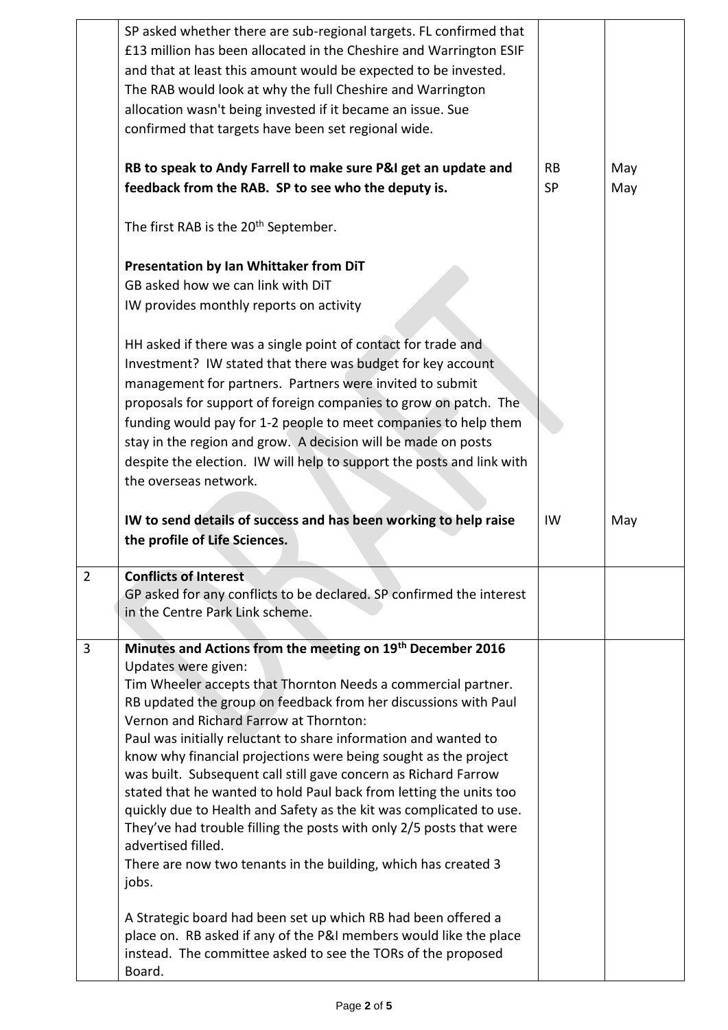| | | | |
|---|---|---|---|
| | SP asked whether there are sub-regional targets. FL confirmed that £13 million has been allocated in the Cheshire and Warrington ESIF and that at least this amount would be expected to be invested. The RAB would look at why the full Cheshire and Warrington allocation wasn't being invested if it became an issue. Sue confirmed that targets have been set regional wide.<br><br>**RB to speak to Andy Farrell to make sure P&I get an update and feedback from the RAB. SP to see who the deputy is.**<br><br>The first RAB is the 20th September.<br><br>**Presentation by Ian Whittaker from DiT**<br>GB asked how we can link with DiT<br>IW provides monthly reports on activity<br><br>HH asked if there was a single point of contact for trade and Investment? IW stated that there was budget for key account management for partners. Partners were invited to submit proposals for support of foreign companies to grow on patch. The funding would pay for 1-2 people to meet companies to help them stay in the region and grow. A decision will be made on posts despite the election. IW will help to support the posts and link with the overseas network.<br><br>**IW to send details of success and has been working to help raise the profile of Life Sciences.** | <br><br><br><br><br><br><br>RB<br>SP<br><br><br><br><br><br><br><br><br><br><br><br><br><br><br><br><br>IW | <br><br><br><br><br><br><br>May<br>May<br><br><br><br><br><br><br><br><br><br><br><br><br><br><br><br><br>May |
| 2 | **Conflicts of Interest**<br>GP asked for any conflicts to be declared. SP confirmed the interest in the Centre Park Link scheme. | | |
| 3 | **Minutes and Actions from the meeting on 19th December 2016**<br>Updates were given:<br>Tim Wheeler accepts that Thornton Needs a commercial partner.<br>RB updated the group on feedback from her discussions with Paul Vernon and Richard Farrow at Thornton:<br>Paul was initially reluctant to share information and wanted to know why financial projections were being sought as the project was built. Subsequent call still gave concern as Richard Farrow stated that he wanted to hold Paul back from letting the units too quickly due to Health and Safety as the kit was complicated to use. They've had trouble filling the posts with only 2/5 posts that were advertised filled.<br>There are now two tenants in the building, which has created 3 jobs.<br><br>A Strategic board had been set up which RB had been offered a place on. RB asked if any of the P&I members would like the place instead. The committee asked to see the TORs of the proposed Board. | | |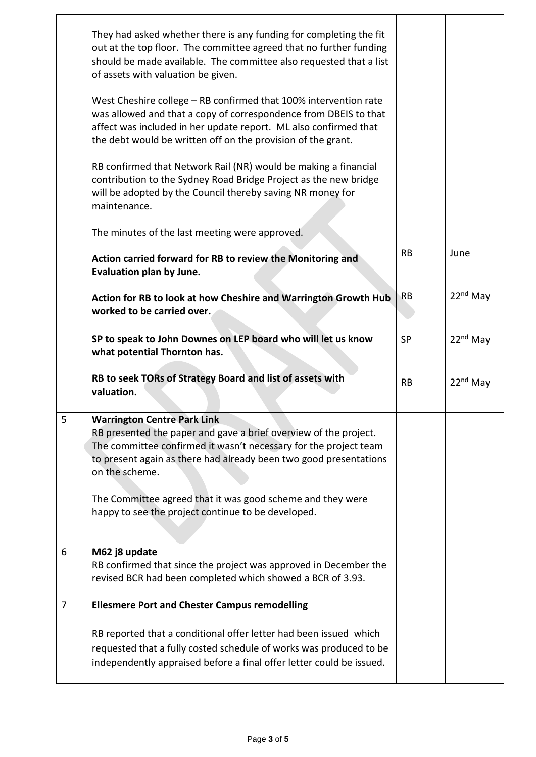| | | | |
|---|---|---|---|
| | They had asked whether there is any funding for completing the fit out at the top floor. The committee agreed that no further funding should be made available. The committee also requested that a list of assets with valuation be given.<br><br>West Cheshire college – RB confirmed that 100% intervention rate was allowed and that a copy of correspondence from DBEIS to that affect was included in her update report. ML also confirmed that the debt would be written off on the provision of the grant.<br><br>RB confirmed that Network Rail (NR) would be making a financial contribution to the Sydney Road Bridge Project as the new bridge will be adopted by the Council thereby saving NR money for maintenance.<br><br>The minutes of the last meeting were approved. | | |
| | **Action carried forward for RB to review the Monitoring and Evaluation plan by June.** | RB | June |
| | **Action for RB to look at how Cheshire and Warrington Growth Hub worked to be carried over.** | RB | 22nd May |
| | **SP to speak to John Downes on LEP board who will let us know what potential Thornton has.** | SP | 22nd May |
| | **RB to seek TORs of Strategy Board and list of assets with valuation.** | RB | 22nd May |
| 5 | **Warrington Centre Park Link**<br>RB presented the paper and gave a brief overview of the project. The committee confirmed it wasn't necessary for the project team to present again as there had already been two good presentations on the scheme.<br><br>The Committee agreed that it was good scheme and they were happy to see the project continue to be developed. | | |
| 6 | **M62 j8 update**<br>RB confirmed that since the project was approved in December the revised BCR had been completed which showed a BCR of 3.93. | | |
| 7 | **Ellesmere Port and Chester Campus remodelling**<br><br>RB reported that a conditional offer letter had been issued which requested that a fully costed schedule of works was produced to be independently appraised before a final offer letter could be issued. | | |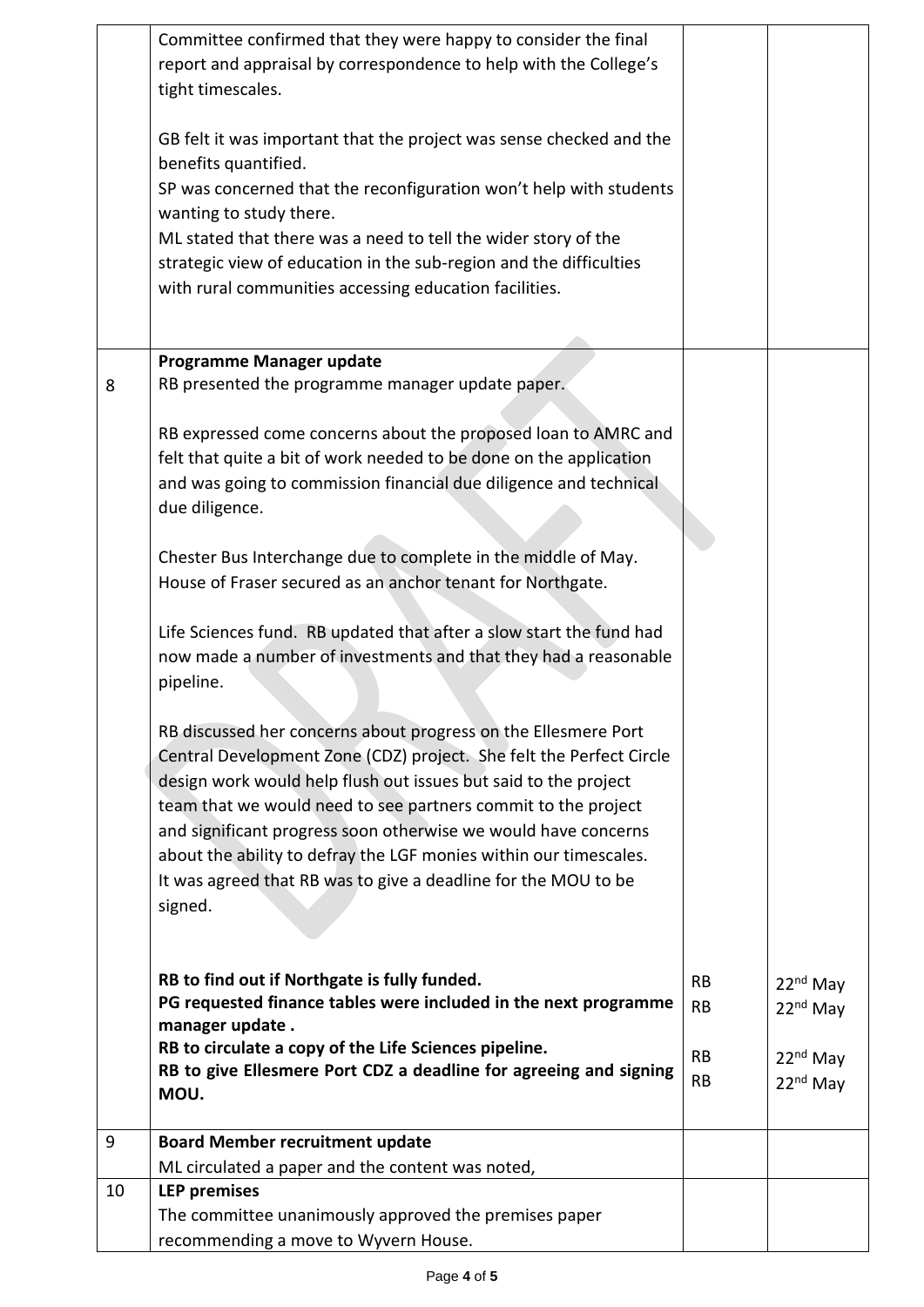| | | | |
|---|---|---|---|
| | Committee confirmed that they were happy to consider the final report and appraisal by correspondence to help with the College's tight timescales.<br><br>GB felt it was important that the project was sense checked and the benefits quantified.<br>SP was concerned that the reconfiguration won't help with students wanting to study there.<br>ML stated that there was a need to tell the wider story of the strategic view of education in the sub-region and the difficulties with rural communities accessing education facilities. | | |
| 8 | **Programme Manager update**<br>RB presented the programme manager update paper.<br><br>RB expressed come concerns about the proposed loan to AMRC and felt that quite a bit of work needed to be done on the application and was going to commission financial due diligence and technical due diligence.<br><br>Chester Bus Interchange due to complete in the middle of May. House of Fraser secured as an anchor tenant for Northgate.<br><br>Life Sciences fund. RB updated that after a slow start the fund had now made a number of investments and that they had a reasonable pipeline.<br><br>RB discussed her concerns about progress on the Ellesmere Port Central Development Zone (CDZ) project. She felt the Perfect Circle design work would help flush out issues but said to the project team that we would need to see partners commit to the project and significant progress soon otherwise we would have concerns about the ability to defray the LGF monies within our timescales. It was agreed that RB was to give a deadline for the MOU to be signed.<br><br>**RB to find out if Northgate is fully funded.**<br>**PG requested finance tables were included in the next programme manager update .**<br>**RB to circulate a copy of the Life Sciences pipeline.**<br>**RB to give Ellesmere Port CDZ a deadline for agreeing and signing MOU.** | RB<br>RB<br><br>RB<br>RB | 22nd May<br>22nd May<br><br>22nd May<br>22nd May |
| 9 | **Board Member recruitment update**<br>ML circulated a paper and the content was noted, | | |
| 10 | **LEP premises**<br>The committee unanimously approved the premises paper recommending a move to Wyvern House. | | |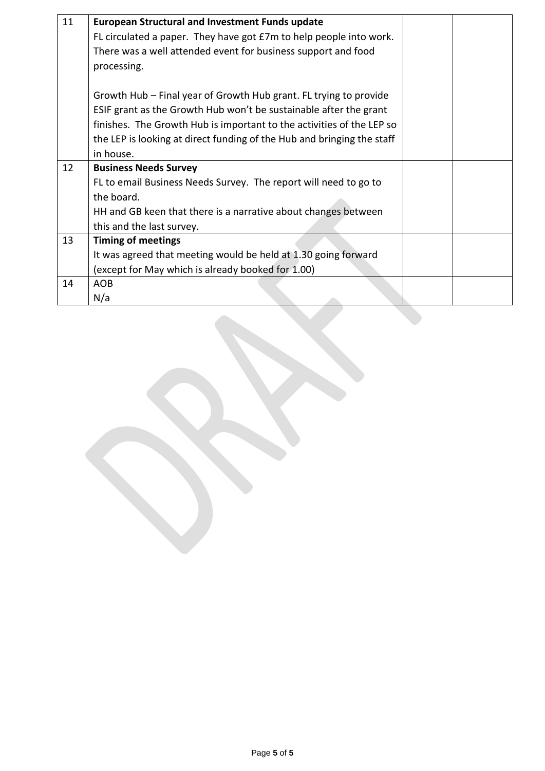| | | | |
|---|---|---|---|
| 11 | **European Structural and Investment Funds update**<br>FL circulated a paper. They have got £7m to help people into work. There was a well attended event for business support and food processing.<br><br>Growth Hub – Final year of Growth Hub grant. FL trying to provide ESIF grant as the Growth Hub won't be sustainable after the grant finishes. The Growth Hub is important to the activities of the LEP so the LEP is looking at direct funding of the Hub and bringing the staff in house. | | |
| 12 | **Business Needs Survey**<br>FL to email Business Needs Survey. The report will need to go to the board.<br>HH and GB keen that there is a narrative about changes between this and the last survey. | | |
| 13 | **Timing of meetings**<br>It was agreed that meeting would be held at 1.30 going forward (except for May which is already booked for 1.00) | | |
| 14 | AOB<br>N/a | | |